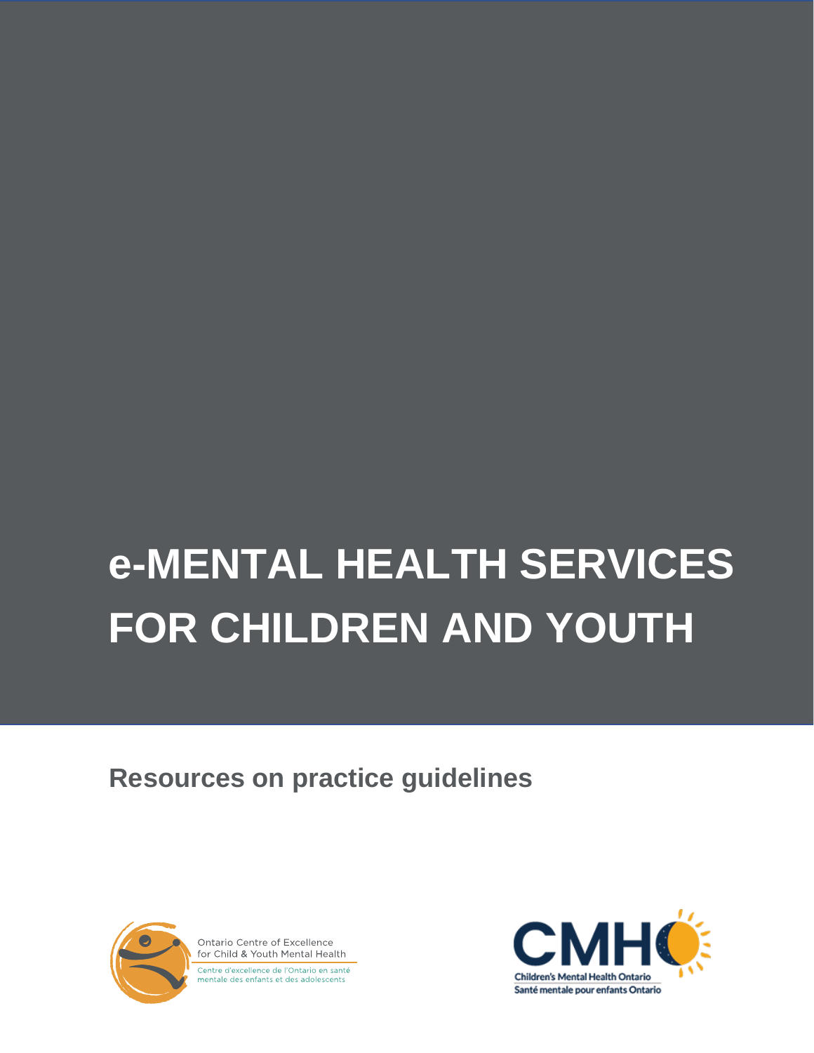# e-MENTAL HEALTH SERVICES FOR CHILDREN AND YOUTH

## Resources on practice guidelines

Ontario Centre of Excellence for Child & Youth Mental Health

Centre d'excellence de l'Ontario en santé mentale des enfants et des adolescents

CMHO

Children's Mental Health Ontario

Santé mentale pour enfants Ontario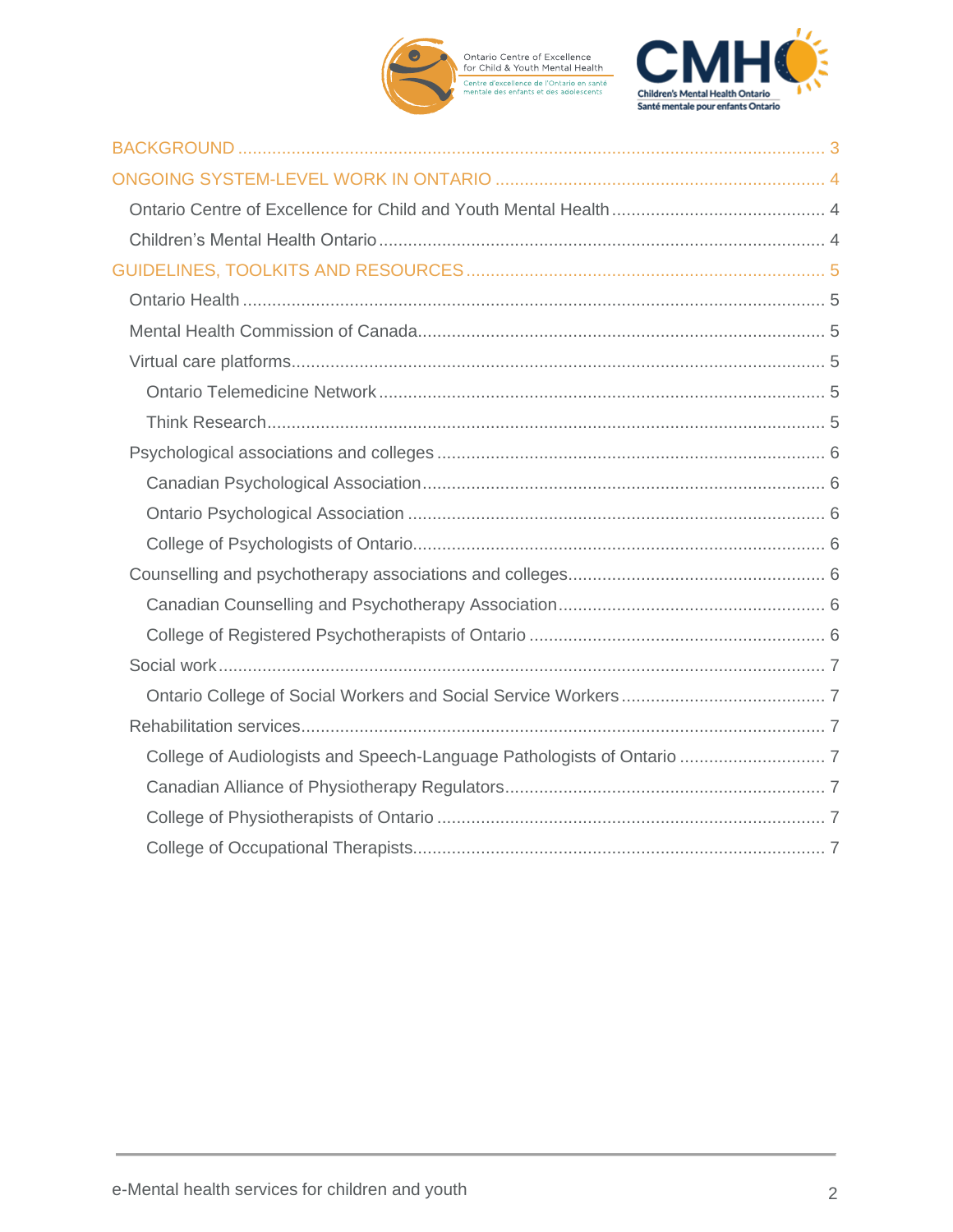BACKGROUND ..... 3

ONGOING SYSTEM-LEVEL WORK IN ONTARIO ..... 4

- Ontario Centre of Excellence for Child and Youth Mental Health ..... 4
- Children's Mental Health Ontario ..... 4

GUIDELINES, TOOLKITS AND RESOURCES ..... 5

- Ontario Health ..... 5
- Mental Health Commission of Canada ..... 5
- Virtual care platforms ..... 5
  - Ontario Telemedicine Network ..... 5
  - Think Research ..... 5
- Psychological associations and colleges ..... 6
  - Canadian Psychological Association ..... 6
  - Ontario Psychological Association ..... 6
  - College of Psychologists of Ontario ..... 6
- Counselling and psychotherapy associations and colleges ..... 6
  - Canadian Counselling and Psychotherapy Association ..... 6
  - College of Registered Psychotherapists of Ontario ..... 6
- Social work ..... 7
  - Ontario College of Social Workers and Social Service Workers ..... 7
- Rehabilitation services ..... 7
  - College of Audiologists and Speech-Language Pathologists of Ontario ..... 7
  - Canadian Alliance of Physiotherapy Regulators ..... 7
  - College of Physiotherapists of Ontario ..... 7
  - College of Occupational Therapists ..... 7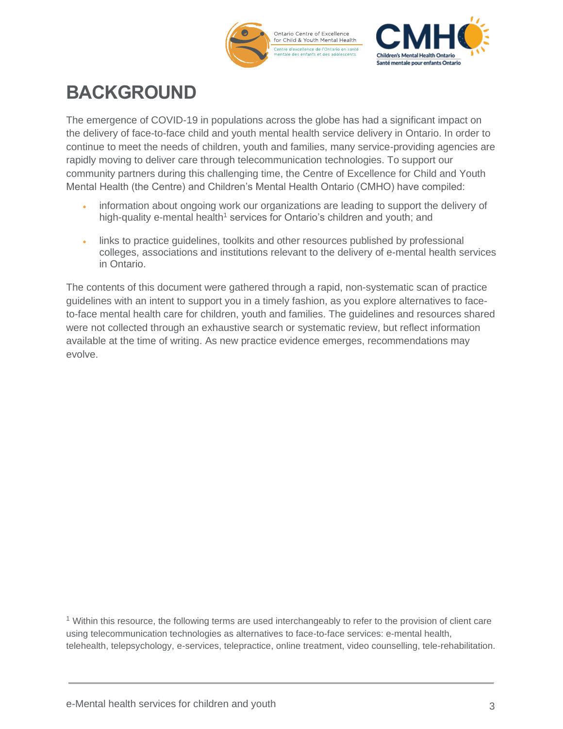# BACKGROUND

The emergence of COVID-19 in populations across the globe has had a significant impact on the delivery of face-to-face child and youth mental health service delivery in Ontario. In order to continue to meet the needs of children, youth and families, many service-providing agencies are rapidly moving to deliver care through telecommunication technologies. To support our community partners during this challenging time, the Centre of Excellence for Child and Youth Mental Health (the Centre) and Children's Mental Health Ontario (CMHO) have compiled:

- information about ongoing work our organizations are leading to support the delivery of high-quality e-mental health[1] services for Ontario's children and youth; and
- links to practice guidelines, toolkits and other resources published by professional colleges, associations and institutions relevant to the delivery of e-mental health services in Ontario.

The contents of this document were gathered through a rapid, non-systematic scan of practice guidelines with an intent to support you in a timely fashion, as you explore alternatives to face-to-face mental health care for children, youth and families. The guidelines and resources shared were not collected through an exhaustive search or systematic review, but reflect information available at the time of writing. As new practice evidence emerges, recommendations may evolve.

[1] Within this resource, the following terms are used interchangeably to refer to the provision of client care using telecommunication technologies as alternatives to face-to-face services: e-mental health, telehealth, telepsychology, e-services, telepractice, online treatment, video counselling, tele-rehabilitation.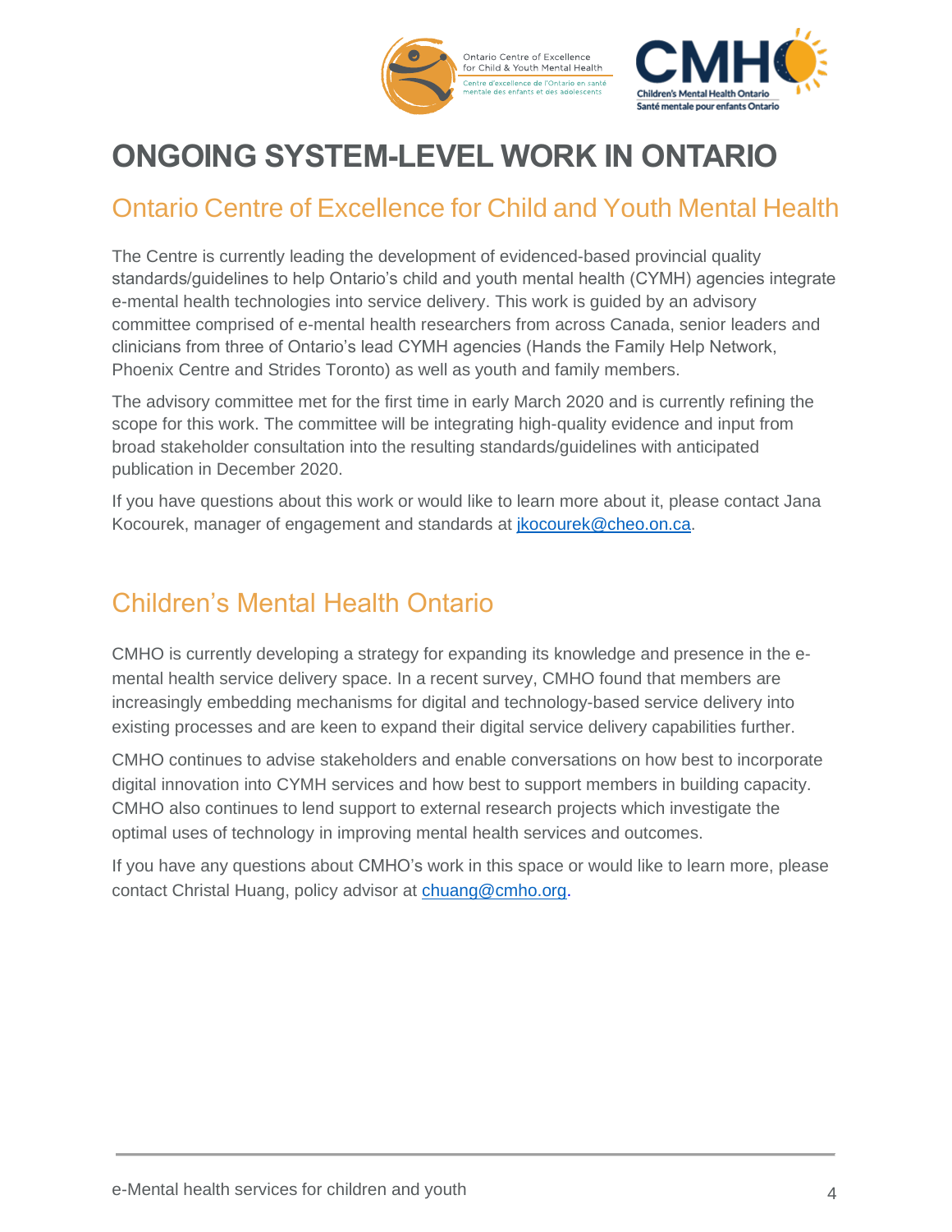# ONGOING SYSTEM-LEVEL WORK IN ONTARIO

## Ontario Centre of Excellence for Child and Youth Mental Health

The Centre is currently leading the development of evidenced-based provincial quality standards/guidelines to help Ontario's child and youth mental health (CYMH) agencies integrate e-mental health technologies into service delivery. This work is guided by an advisory committee comprised of e-mental health researchers from across Canada, senior leaders and clinicians from three of Ontario's lead CYMH agencies (Hands the Family Help Network, Phoenix Centre and Strides Toronto) as well as youth and family members.

The advisory committee met for the first time in early March 2020 and is currently refining the scope for this work. The committee will be integrating high-quality evidence and input from broad stakeholder consultation into the resulting standards/guidelines with anticipated publication in December 2020.

If you have questions about this work or would like to learn more about it, please contact Jana Kocourek, manager of engagement and standards at jkocourek@cheo.on.ca.

## Children's Mental Health Ontario

CMHO is currently developing a strategy for expanding its knowledge and presence in the e-mental health service delivery space. In a recent survey, CMHO found that members are increasingly embedding mechanisms for digital and technology-based service delivery into existing processes and are keen to expand their digital service delivery capabilities further.

CMHO continues to advise stakeholders and enable conversations on how best to incorporate digital innovation into CYMH services and how best to support members in building capacity. CMHO also continues to lend support to external research projects which investigate the optimal uses of technology in improving mental health services and outcomes.

If you have any questions about CMHO's work in this space or would like to learn more, please contact Christal Huang, policy advisor at chuang@cmho.org.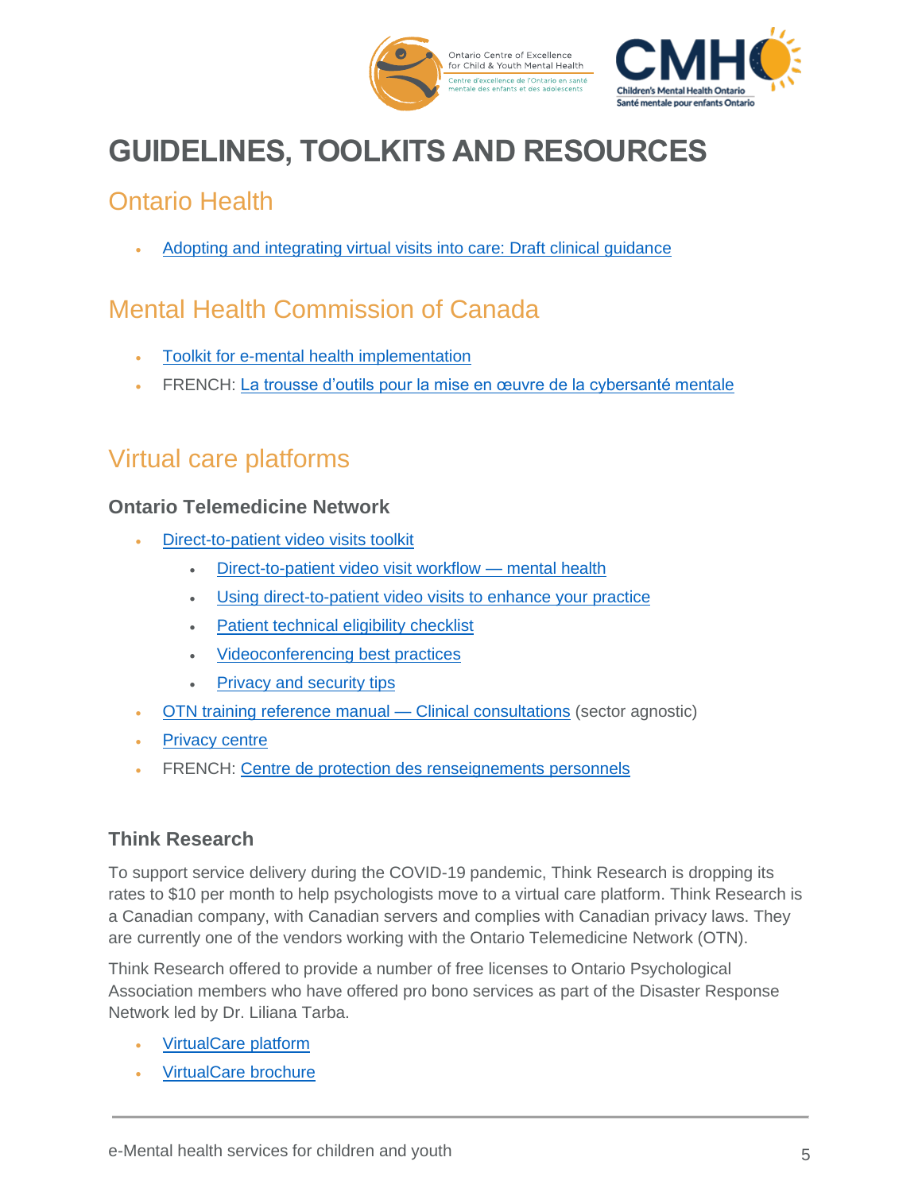# GUIDELINES, TOOLKITS AND RESOURCES

## Ontario Health

- Adopting and integrating virtual visits into care: Draft clinical guidance

## Mental Health Commission of Canada

- Toolkit for e-mental health implementation
- FRENCH: La trousse d'outils pour la mise en œuvre de la cybersanté mentale

## Virtual care platforms

### Ontario Telemedicine Network

- Direct-to-patient video visits toolkit
  - Direct-to-patient video visit workflow — mental health
  - Using direct-to-patient video visits to enhance your practice
  - Patient technical eligibility checklist
  - Videoconferencing best practices
  - Privacy and security tips
- OTN training reference manual — Clinical consultations (sector agnostic)
- Privacy centre
- FRENCH: Centre de protection des renseignements personnels

### Think Research

To support service delivery during the COVID-19 pandemic, Think Research is dropping its rates to $10 per month to help psychologists move to a virtual care platform. Think Research is a Canadian company, with Canadian servers and complies with Canadian privacy laws. They are currently one of the vendors working with the Ontario Telemedicine Network (OTN).

Think Research offered to provide a number of free licenses to Ontario Psychological Association members who have offered pro bono services as part of the Disaster Response Network led by Dr. Liliana Tarba.

- VirtualCare platform
- VirtualCare brochure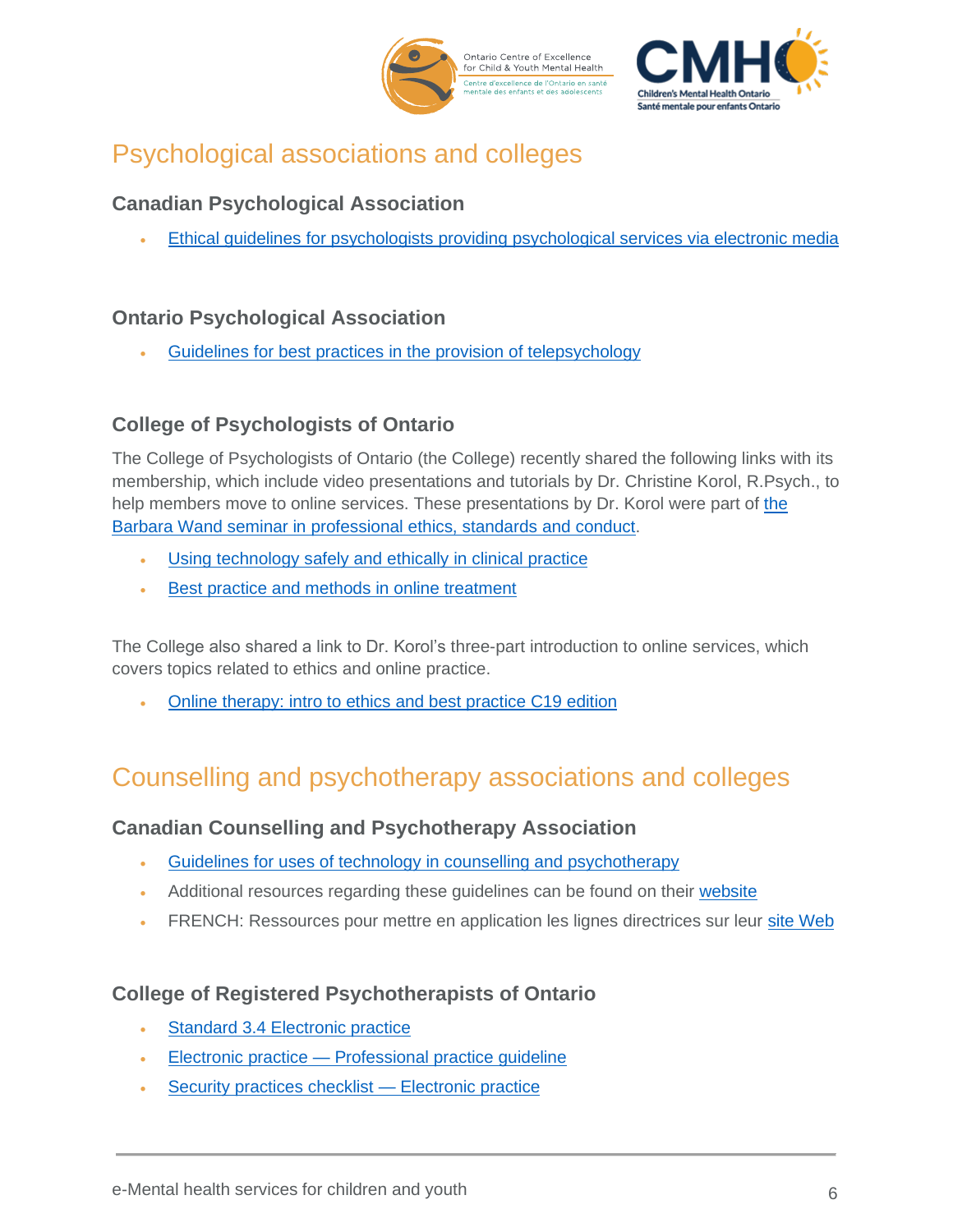# Psychological associations and colleges

### Canadian Psychological Association

- Ethical guidelines for psychologists providing psychological services via electronic media

### Ontario Psychological Association

- Guidelines for best practices in the provision of telepsychology

### College of Psychologists of Ontario

The College of Psychologists of Ontario (the College) recently shared the following links with its membership, which include video presentations and tutorials by Dr. Christine Korol, R.Psych., to help members move to online services. These presentations by Dr. Korol were part of the Barbara Wand seminar in professional ethics, standards and conduct.

- Using technology safely and ethically in clinical practice
- Best practice and methods in online treatment

The College also shared a link to Dr. Korol's three-part introduction to online services, which covers topics related to ethics and online practice.

- Online therapy: intro to ethics and best practice C19 edition

# Counselling and psychotherapy associations and colleges

### Canadian Counselling and Psychotherapy Association

- Guidelines for uses of technology in counselling and psychotherapy
- Additional resources regarding these guidelines can be found on their website
- FRENCH: Ressources pour mettre en application les lignes directrices sur leur site Web

### College of Registered Psychotherapists of Ontario

- Standard 3.4 Electronic practice
- Electronic practice — Professional practice guideline
- Security practices checklist — Electronic practice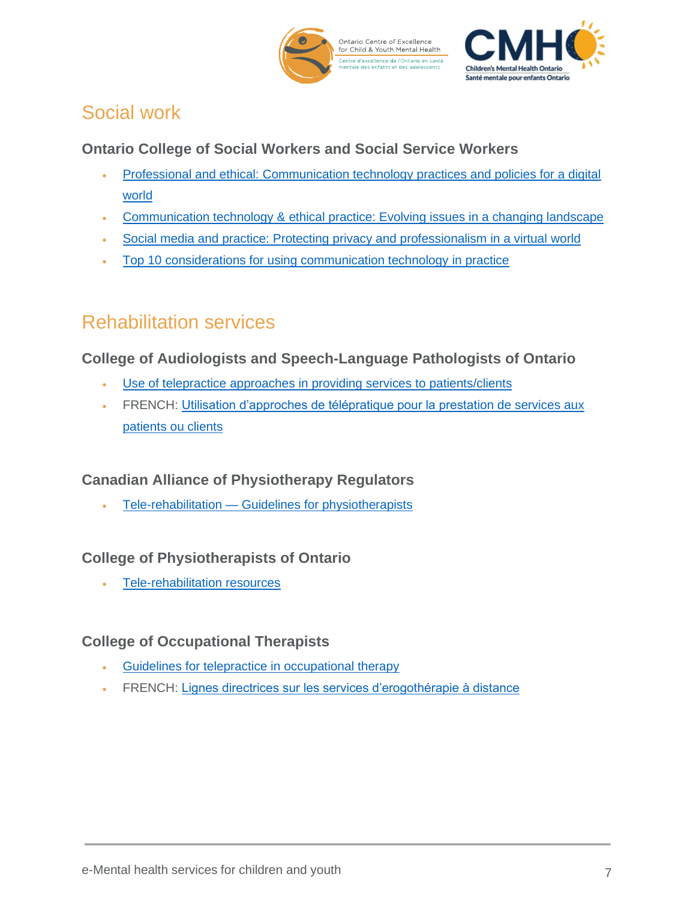## Social work

### Ontario College of Social Workers and Social Service Workers

- Professional and ethical: Communication technology practices and policies for a digital world
- Communication technology & ethical practice: Evolving issues in a changing landscape
- Social media and practice: Protecting privacy and professionalism in a virtual world
- Top 10 considerations for using communication technology in practice

## Rehabilitation services

### College of Audiologists and Speech-Language Pathologists of Ontario

- Use of telepractice approaches in providing services to patients/clients
- FRENCH: Utilisation d'approches de télépratique pour la prestation de services aux patients ou clients

### Canadian Alliance of Physiotherapy Regulators

- Tele-rehabilitation — Guidelines for physiotherapists

### College of Physiotherapists of Ontario

- Tele-rehabilitation resources

### College of Occupational Therapists

- Guidelines for telepractice in occupational therapy
- FRENCH: Lignes directrices sur les services d'erogothérapie à distance